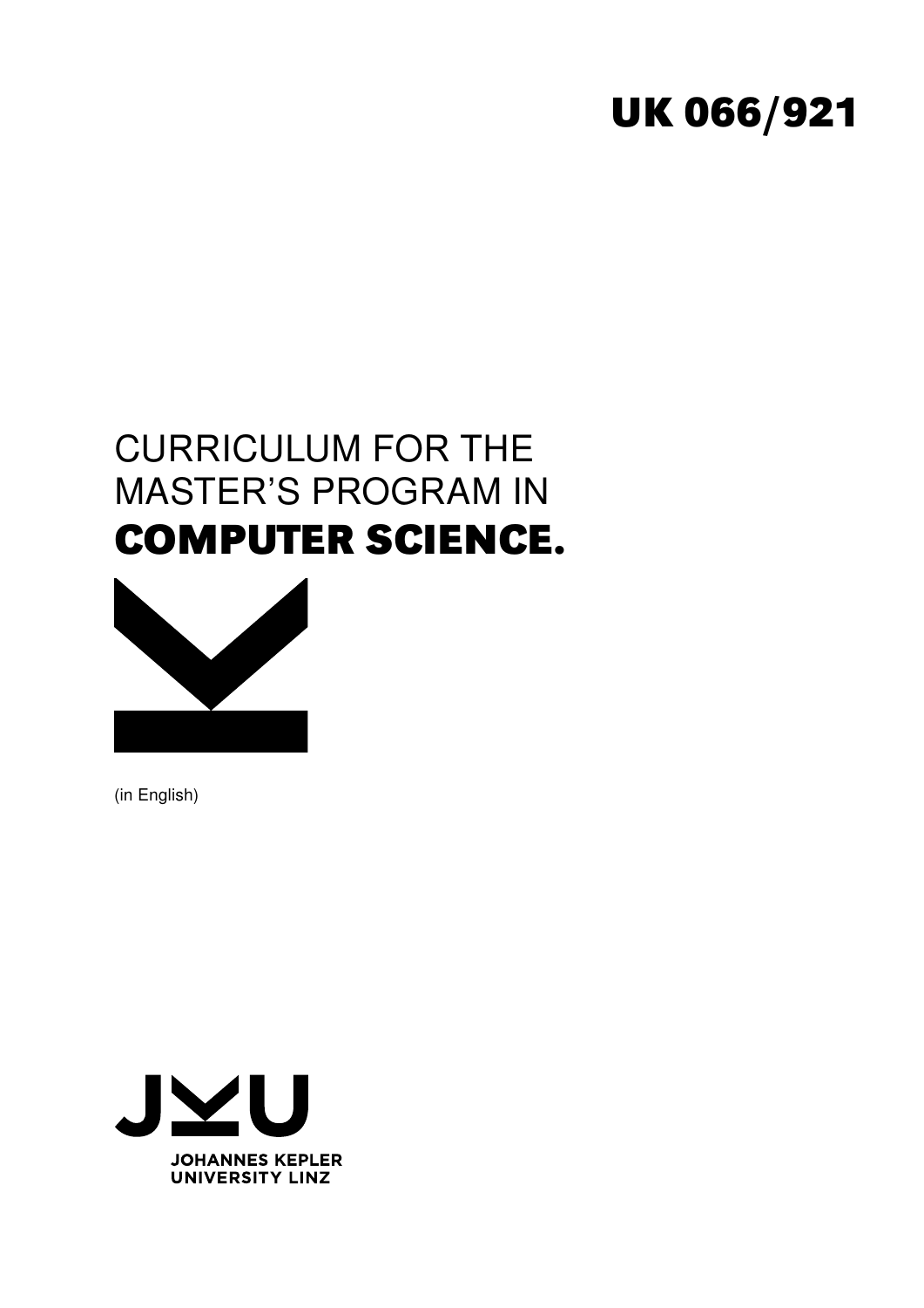UK 066/921

# CURRICULUM FOR THE MASTER'S PROGRAM IN **COMPUTER SCIENCE.**

(in English)

JOHANNES KEPLER UNIVERSITY LINZ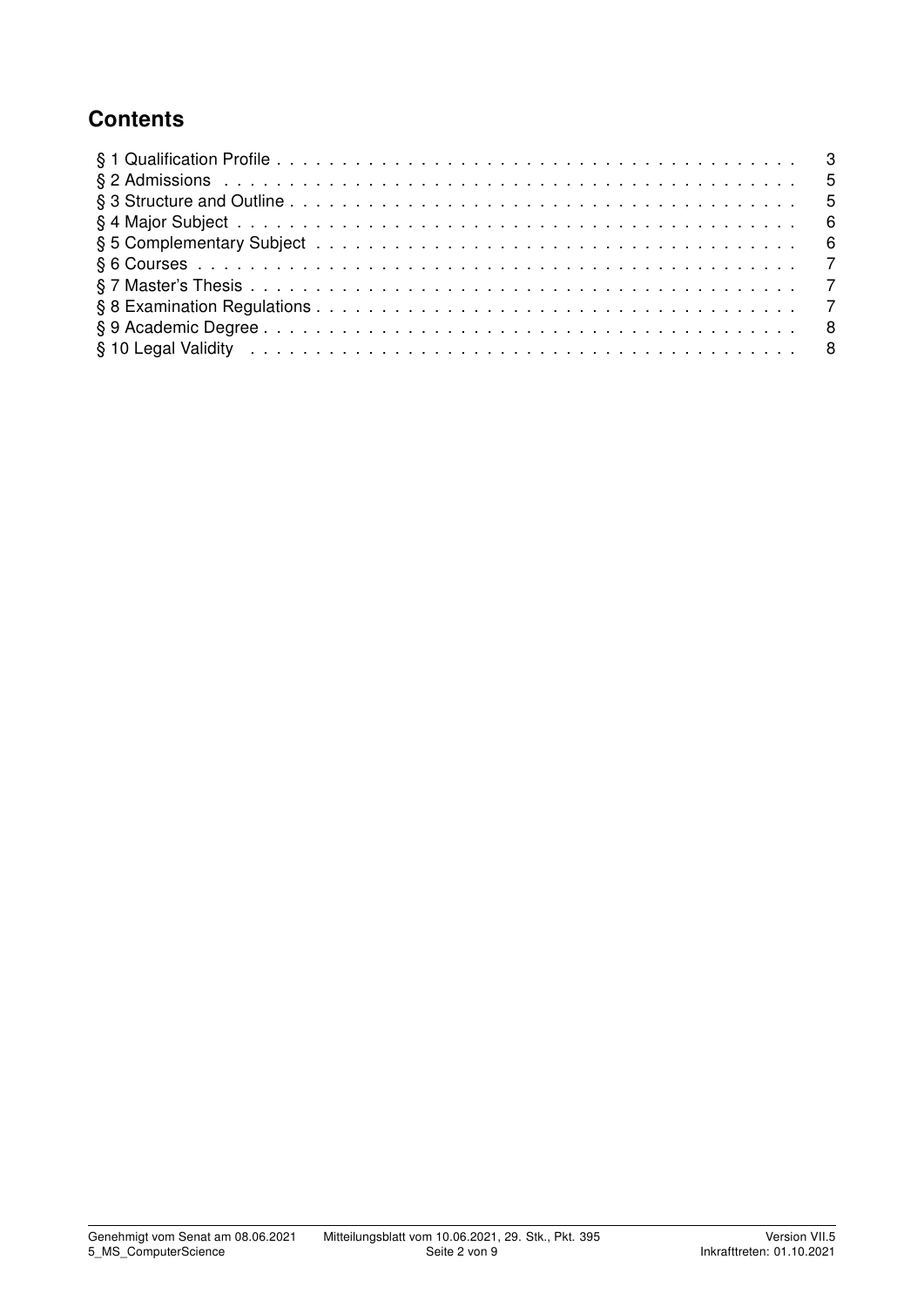## Contents

§ 1 Qualification Profile . . . . . . . . . . 3
§ 2 Admissions . . . . . . . . . . 5
§ 3 Structure and Outline . . . . . . . . . . 5
§ 4 Major Subject . . . . . . . . . . 6
§ 5 Complementary Subject . . . . . . . . . . 6
§ 6 Courses . . . . . . . . . . 7
§ 7 Master's Thesis . . . . . . . . . . 7
§ 8 Examination Regulations . . . . . . . . . . 7
§ 9 Academic Degree . . . . . . . . . . 8
§ 10 Legal Validity . . . . . . . . . . 8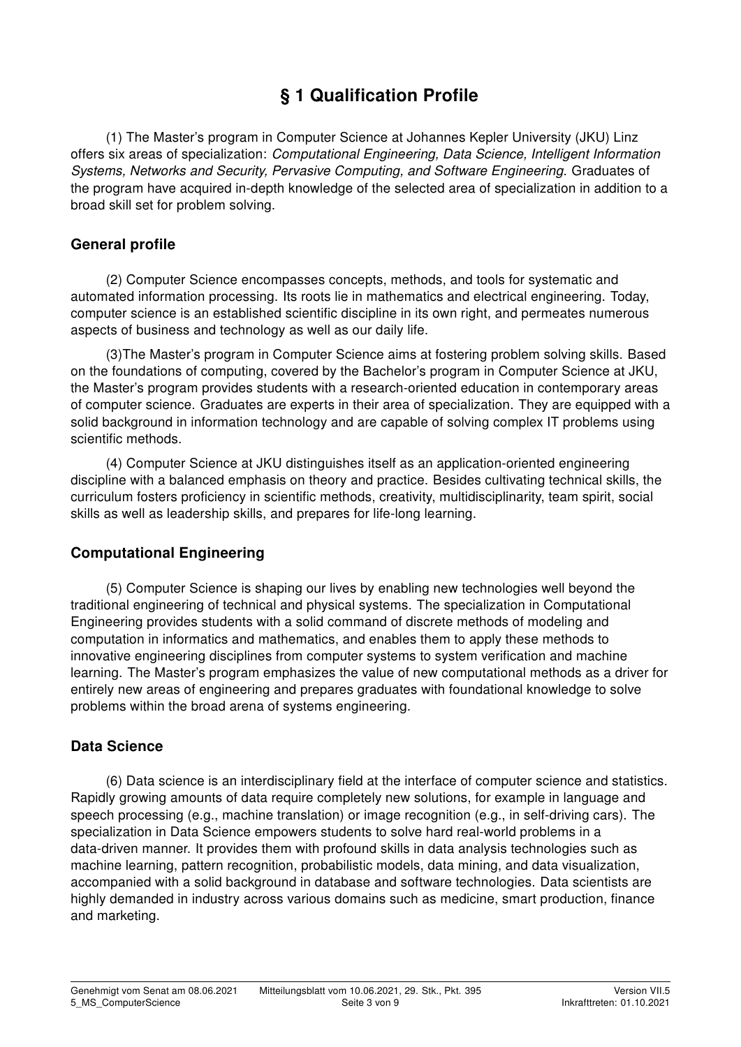# § 1 Qualification Profile

(1) The Master's program in Computer Science at Johannes Kepler University (JKU) Linz offers six areas of specialization: *Computational Engineering, Data Science, Intelligent Information Systems, Networks and Security, Pervasive Computing, and Software Engineering*. Graduates of the program have acquired in-depth knowledge of the selected area of specialization in addition to a broad skill set for problem solving.

## General profile

(2) Computer Science encompasses concepts, methods, and tools for systematic and automated information processing. Its roots lie in mathematics and electrical engineering. Today, computer science is an established scientific discipline in its own right, and permeates numerous aspects of business and technology as well as our daily life.

(3)The Master's program in Computer Science aims at fostering problem solving skills. Based on the foundations of computing, covered by the Bachelor's program in Computer Science at JKU, the Master's program provides students with a research-oriented education in contemporary areas of computer science. Graduates are experts in their area of specialization. They are equipped with a solid background in information technology and are capable of solving complex IT problems using scientific methods.

(4) Computer Science at JKU distinguishes itself as an application-oriented engineering discipline with a balanced emphasis on theory and practice. Besides cultivating technical skills, the curriculum fosters proficiency in scientific methods, creativity, multidisciplinarity, team spirit, social skills as well as leadership skills, and prepares for life-long learning.

## Computational Engineering

(5) Computer Science is shaping our lives by enabling new technologies well beyond the traditional engineering of technical and physical systems. The specialization in Computational Engineering provides students with a solid command of discrete methods of modeling and computation in informatics and mathematics, and enables them to apply these methods to innovative engineering disciplines from computer systems to system verification and machine learning. The Master's program emphasizes the value of new computational methods as a driver for entirely new areas of engineering and prepares graduates with foundational knowledge to solve problems within the broad arena of systems engineering.

## Data Science

(6) Data science is an interdisciplinary field at the interface of computer science and statistics. Rapidly growing amounts of data require completely new solutions, for example in language and speech processing (e.g., machine translation) or image recognition (e.g., in self-driving cars). The specialization in Data Science empowers students to solve hard real-world problems in a data-driven manner. It provides them with profound skills in data analysis technologies such as machine learning, pattern recognition, probabilistic models, data mining, and data visualization, accompanied with a solid background in database and software technologies. Data scientists are highly demanded in industry across various domains such as medicine, smart production, finance and marketing.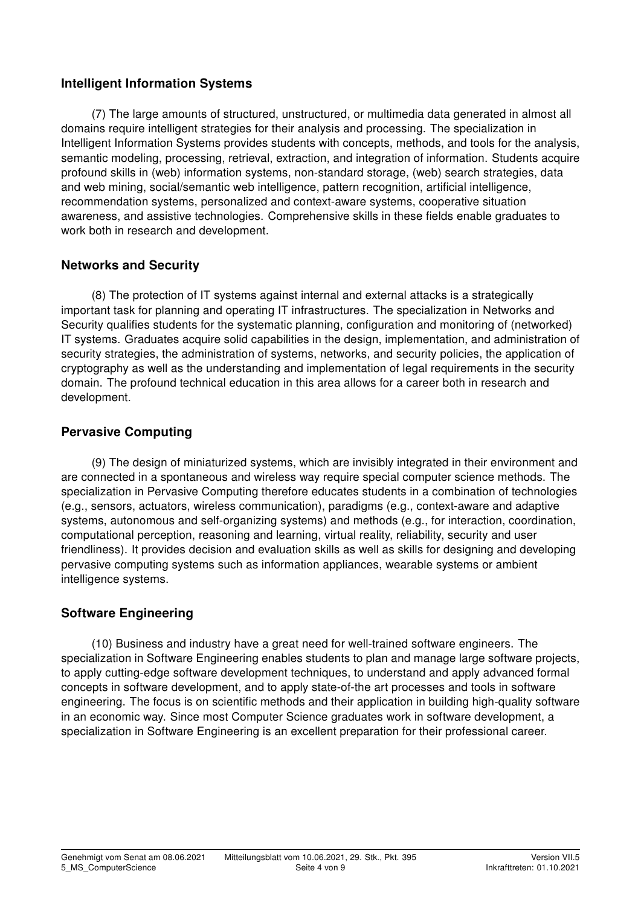## Intelligent Information Systems

(7) The large amounts of structured, unstructured, or multimedia data generated in almost all domains require intelligent strategies for their analysis and processing. The specialization in Intelligent Information Systems provides students with concepts, methods, and tools for the analysis, semantic modeling, processing, retrieval, extraction, and integration of information. Students acquire profound skills in (web) information systems, non-standard storage, (web) search strategies, data and web mining, social/semantic web intelligence, pattern recognition, artificial intelligence, recommendation systems, personalized and context-aware systems, cooperative situation awareness, and assistive technologies. Comprehensive skills in these fields enable graduates to work both in research and development.

## Networks and Security

(8) The protection of IT systems against internal and external attacks is a strategically important task for planning and operating IT infrastructures. The specialization in Networks and Security qualifies students for the systematic planning, configuration and monitoring of (networked) IT systems. Graduates acquire solid capabilities in the design, implementation, and administration of security strategies, the administration of systems, networks, and security policies, the application of cryptography as well as the understanding and implementation of legal requirements in the security domain. The profound technical education in this area allows for a career both in research and development.

## Pervasive Computing

(9) The design of miniaturized systems, which are invisibly integrated in their environment and are connected in a spontaneous and wireless way require special computer science methods. The specialization in Pervasive Computing therefore educates students in a combination of technologies (e.g., sensors, actuators, wireless communication), paradigms (e.g., context-aware and adaptive systems, autonomous and self-organizing systems) and methods (e.g., for interaction, coordination, computational perception, reasoning and learning, virtual reality, reliability, security and user friendliness). It provides decision and evaluation skills as well as skills for designing and developing pervasive computing systems such as information appliances, wearable systems or ambient intelligence systems.

## Software Engineering

(10) Business and industry have a great need for well-trained software engineers. The specialization in Software Engineering enables students to plan and manage large software projects, to apply cutting-edge software development techniques, to understand and apply advanced formal concepts in software development, and to apply state-of-the art processes and tools in software engineering. The focus is on scientific methods and their application in building high-quality software in an economic way. Since most Computer Science graduates work in software development, a specialization in Software Engineering is an excellent preparation for their professional career.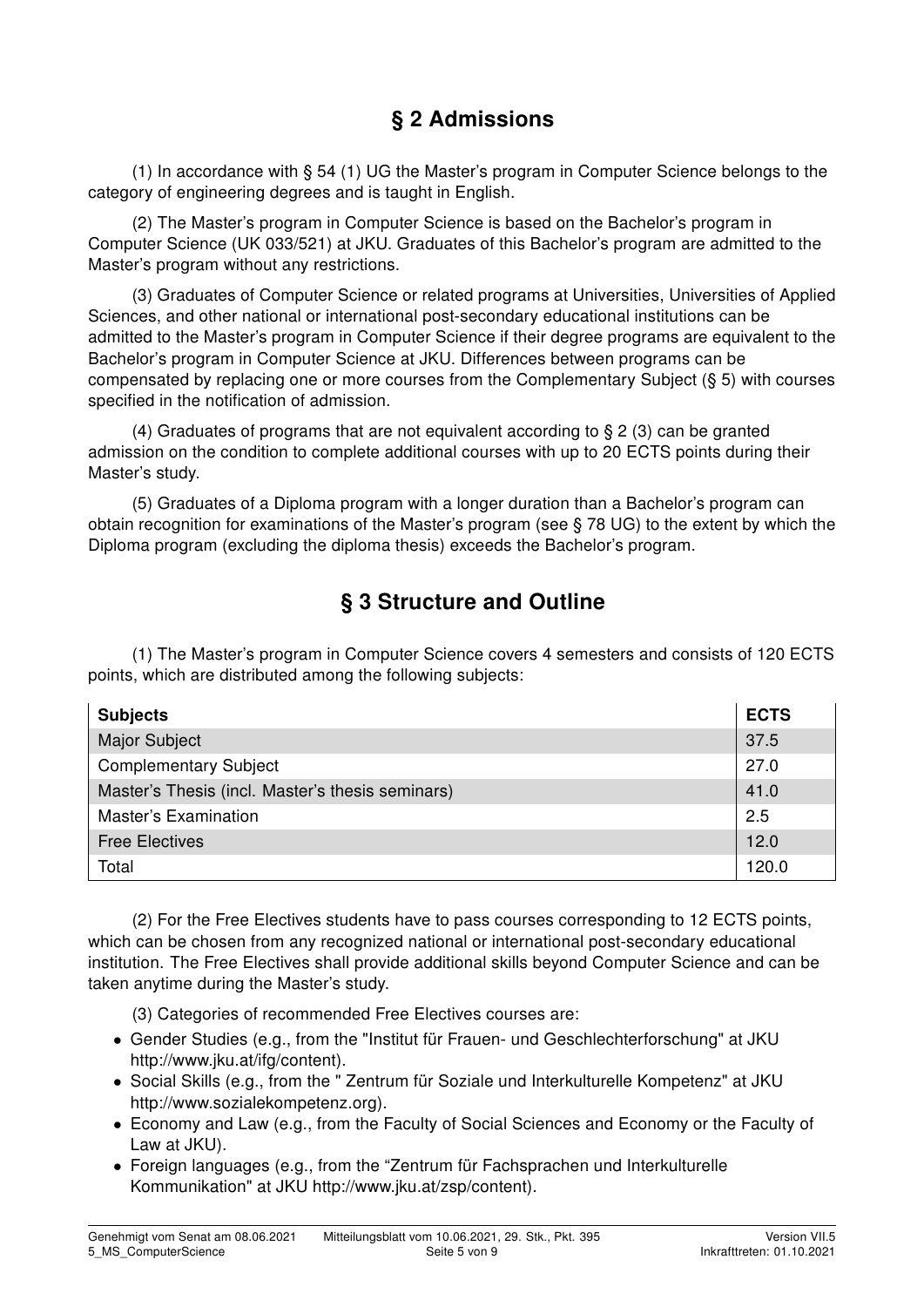## § 2 Admissions

(1) In accordance with § 54 (1) UG the Master's program in Computer Science belongs to the category of engineering degrees and is taught in English.

(2) The Master's program in Computer Science is based on the Bachelor's program in Computer Science (UK 033/521) at JKU. Graduates of this Bachelor's program are admitted to the Master's program without any restrictions.

(3) Graduates of Computer Science or related programs at Universities, Universities of Applied Sciences, and other national or international post-secondary educational institutions can be admitted to the Master's program in Computer Science if their degree programs are equivalent to the Bachelor's program in Computer Science at JKU. Differences between programs can be compensated by replacing one or more courses from the Complementary Subject (§ 5) with courses specified in the notification of admission.

(4) Graduates of programs that are not equivalent according to § 2 (3) can be granted admission on the condition to complete additional courses with up to 20 ECTS points during their Master's study.

(5) Graduates of a Diploma program with a longer duration than a Bachelor's program can obtain recognition for examinations of the Master's program (see § 78 UG) to the extent by which the Diploma program (excluding the diploma thesis) exceeds the Bachelor's program.

## § 3 Structure and Outline

(1) The Master's program in Computer Science covers 4 semesters and consists of 120 ECTS points, which are distributed among the following subjects:

| **Subjects** | **ECTS** |
|---|---|
| Major Subject | 37.5 |
| Complementary Subject | 27.0 |
| Master's Thesis (incl. Master's thesis seminars) | 41.0 |
| Master's Examination | 2.5 |
| Free Electives | 12.0 |
| Total | 120.0 |

(2) For the Free Electives students have to pass courses corresponding to 12 ECTS points, which can be chosen from any recognized national or international post-secondary educational institution. The Free Electives shall provide additional skills beyond Computer Science and can be taken anytime during the Master's study.

(3) Categories of recommended Free Electives courses are:

- Gender Studies (e.g., from the "Institut für Frauen- und Geschlechterforschung" at JKU http://www.jku.at/ifg/content).
- Social Skills (e.g., from the " Zentrum für Soziale und Interkulturelle Kompetenz" at JKU http://www.sozialekompetenz.org).
- Economy and Law (e.g., from the Faculty of Social Sciences and Economy or the Faculty of Law at JKU).
- Foreign languages (e.g., from the "Zentrum für Fachsprachen und Interkulturelle Kommunikation" at JKU http://www.jku.at/zsp/content).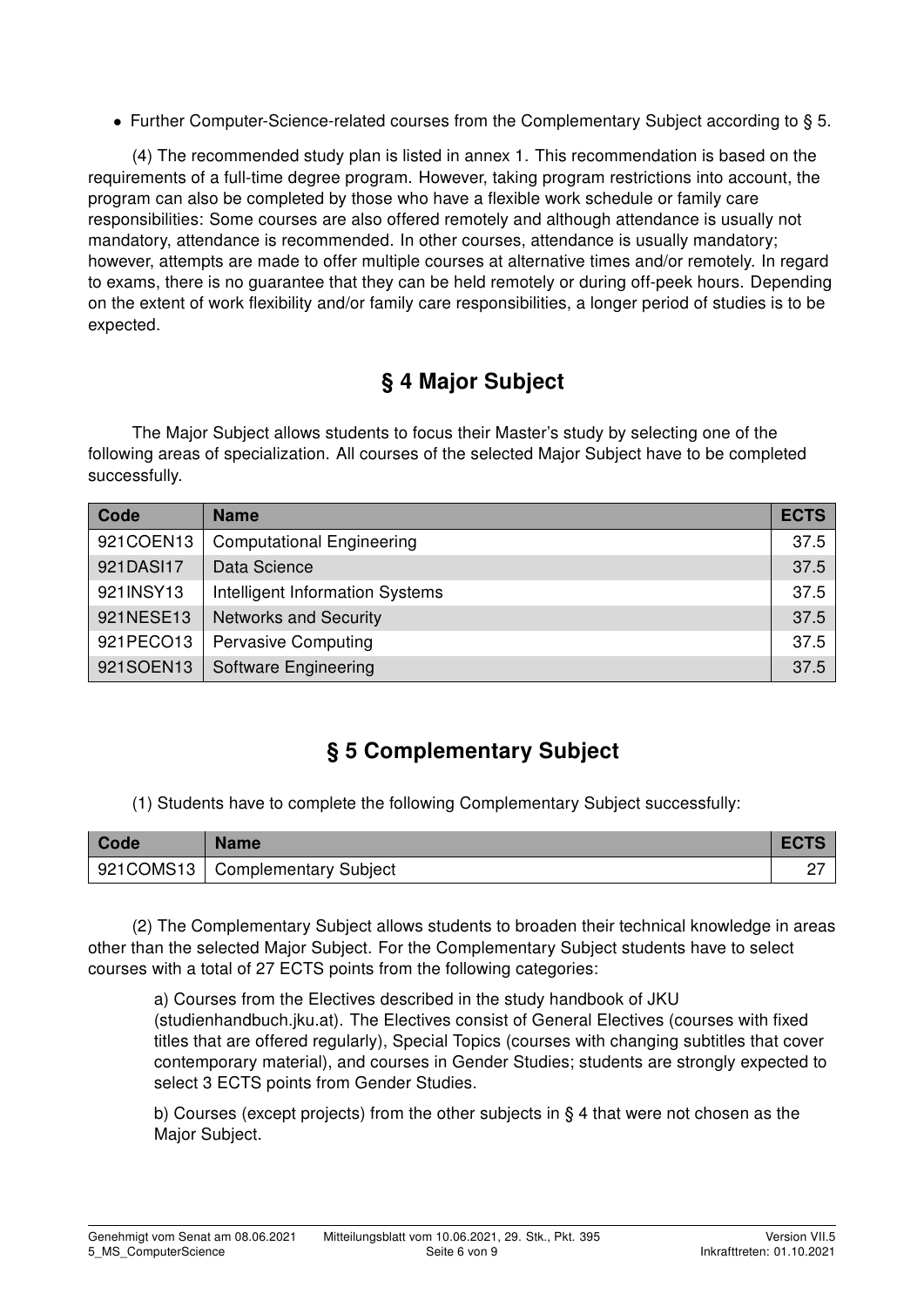- Further Computer-Science-related courses from the Complementary Subject according to § 5.

(4) The recommended study plan is listed in annex 1. This recommendation is based on the requirements of a full-time degree program. However, taking program restrictions into account, the program can also be completed by those who have a flexible work schedule or family care responsibilities: Some courses are also offered remotely and although attendance is usually not mandatory, attendance is recommended. In other courses, attendance is usually mandatory; however, attempts are made to offer multiple courses at alternative times and/or remotely. In regard to exams, there is no guarantee that they can be held remotely or during off-peek hours. Depending on the extent of work flexibility and/or family care responsibilities, a longer period of studies is to be expected.

## § 4 Major Subject

The Major Subject allows students to focus their Master's study by selecting one of the following areas of specialization. All courses of the selected Major Subject have to be completed successfully.

| Code | Name | ECTS |
|---|---|---|
| 921COEN13 | Computational Engineering | 37.5 |
| 921DASI17 | Data Science | 37.5 |
| 921INSY13 | Intelligent Information Systems | 37.5 |
| 921NESE13 | Networks and Security | 37.5 |
| 921PECO13 | Pervasive Computing | 37.5 |
| 921SOEN13 | Software Engineering | 37.5 |

## § 5 Complementary Subject

(1) Students have to complete the following Complementary Subject successfully:

| Code | Name | ECTS |
|---|---|---|
| 921COMS13 | Complementary Subject | 27 |

(2) The Complementary Subject allows students to broaden their technical knowledge in areas other than the selected Major Subject. For the Complementary Subject students have to select courses with a total of 27 ECTS points from the following categories:

a) Courses from the Electives described in the study handbook of JKU (studienhandbuch.jku.at). The Electives consist of General Electives (courses with fixed titles that are offered regularly), Special Topics (courses with changing subtitles that cover contemporary material), and courses in Gender Studies; students are strongly expected to select 3 ECTS points from Gender Studies.

b) Courses (except projects) from the other subjects in § 4 that were not chosen as the Major Subject.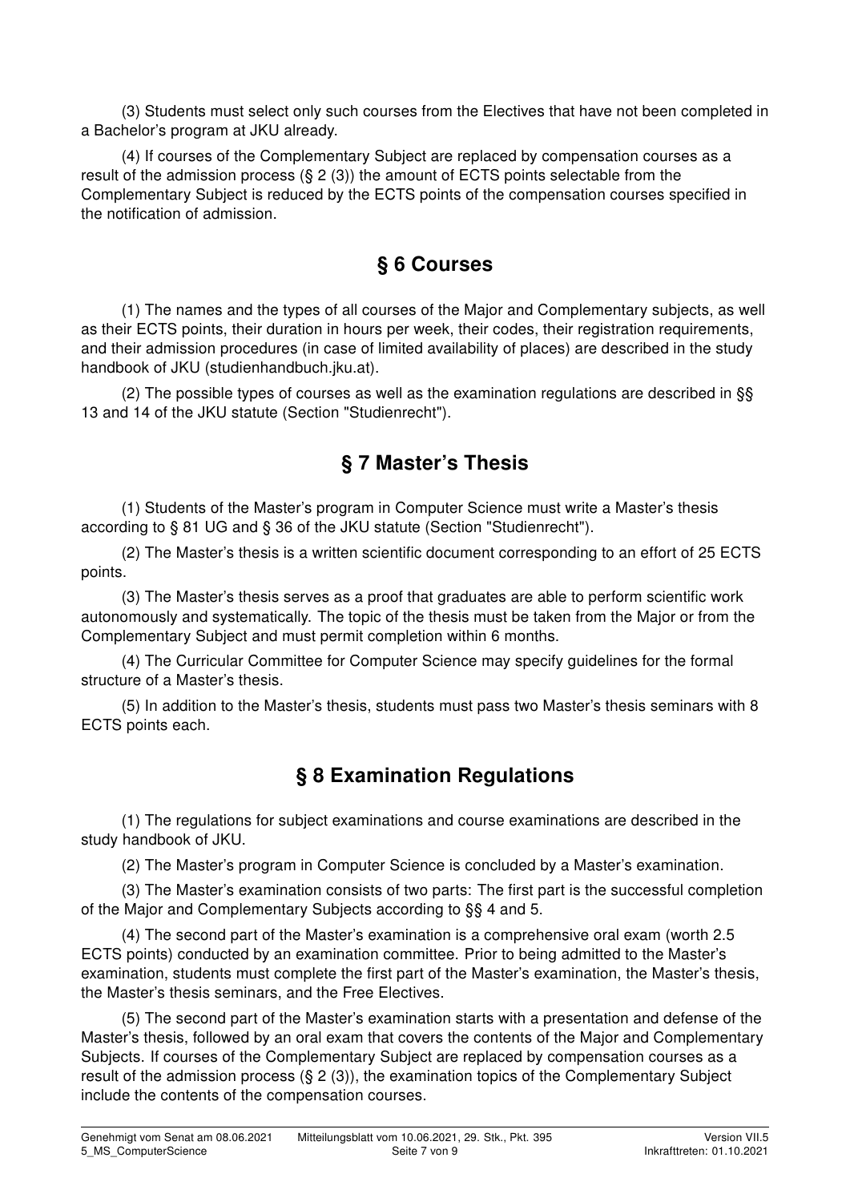(3) Students must select only such courses from the Electives that have not been completed in a Bachelor's program at JKU already.

(4) If courses of the Complementary Subject are replaced by compensation courses as a result of the admission process (§ 2 (3)) the amount of ECTS points selectable from the Complementary Subject is reduced by the ECTS points of the compensation courses specified in the notification of admission.

## § 6 Courses

(1) The names and the types of all courses of the Major and Complementary subjects, as well as their ECTS points, their duration in hours per week, their codes, their registration requirements, and their admission procedures (in case of limited availability of places) are described in the study handbook of JKU (studienhandbuch.jku.at).

(2) The possible types of courses as well as the examination regulations are described in §§ 13 and 14 of the JKU statute (Section "Studienrecht").

## § 7 Master's Thesis

(1) Students of the Master's program in Computer Science must write a Master's thesis according to § 81 UG and § 36 of the JKU statute (Section "Studienrecht").

(2) The Master's thesis is a written scientific document corresponding to an effort of 25 ECTS points.

(3) The Master's thesis serves as a proof that graduates are able to perform scientific work autonomously and systematically. The topic of the thesis must be taken from the Major or from the Complementary Subject and must permit completion within 6 months.

(4) The Curricular Committee for Computer Science may specify guidelines for the formal structure of a Master's thesis.

(5) In addition to the Master's thesis, students must pass two Master's thesis seminars with 8 ECTS points each.

## § 8 Examination Regulations

(1) The regulations for subject examinations and course examinations are described in the study handbook of JKU.

(2) The Master's program in Computer Science is concluded by a Master's examination.

(3) The Master's examination consists of two parts: The first part is the successful completion of the Major and Complementary Subjects according to §§ 4 and 5.

(4) The second part of the Master's examination is a comprehensive oral exam (worth 2.5 ECTS points) conducted by an examination committee. Prior to being admitted to the Master's examination, students must complete the first part of the Master's examination, the Master's thesis, the Master's thesis seminars, and the Free Electives.

(5) The second part of the Master's examination starts with a presentation and defense of the Master's thesis, followed by an oral exam that covers the contents of the Major and Complementary Subjects. If courses of the Complementary Subject are replaced by compensation courses as a result of the admission process (§ 2 (3)), the examination topics of the Complementary Subject include the contents of the compensation courses.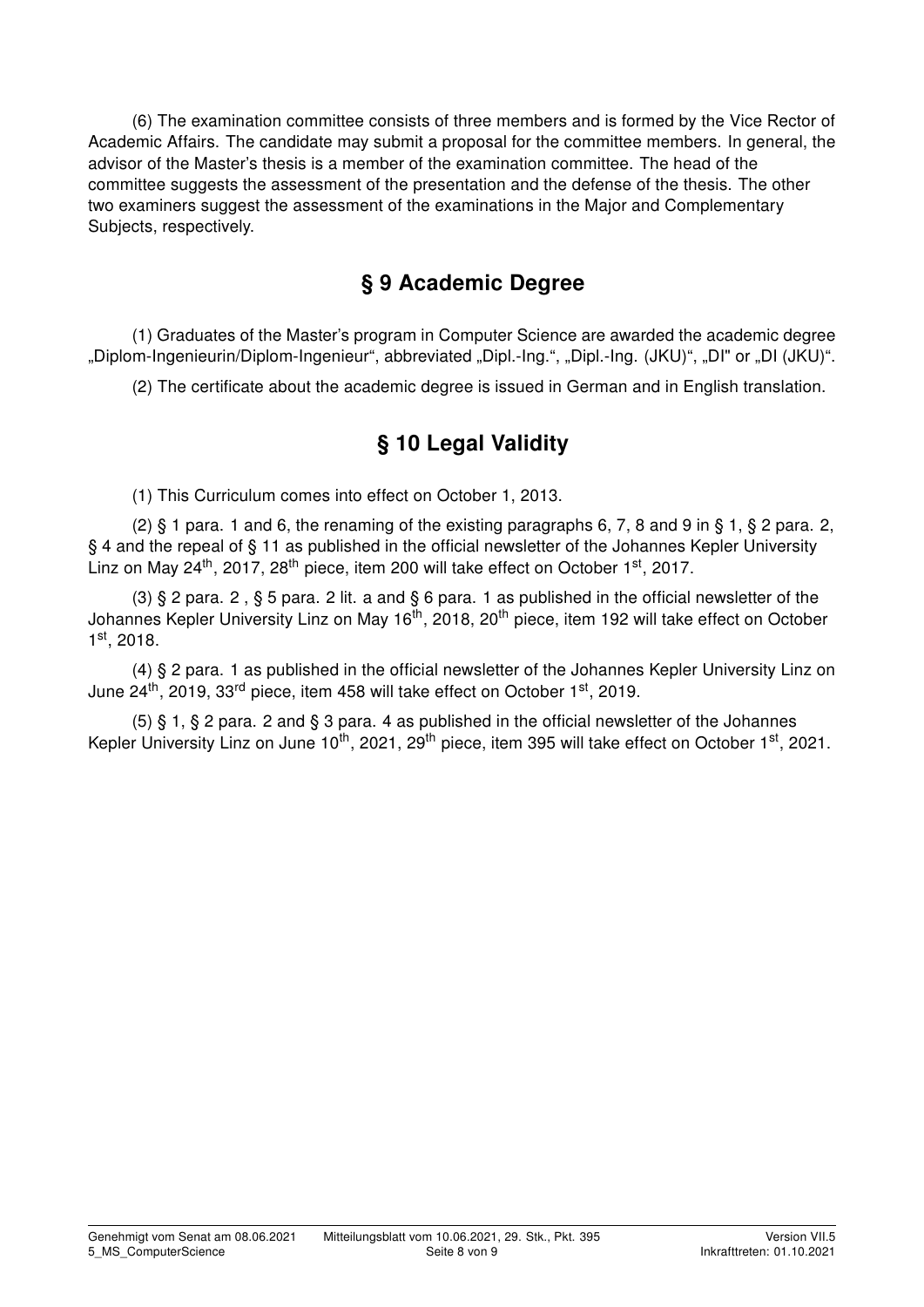(6) The examination committee consists of three members and is formed by the Vice Rector of Academic Affairs. The candidate may submit a proposal for the committee members. In general, the advisor of the Master's thesis is a member of the examination committee. The head of the committee suggests the assessment of the presentation and the defense of the thesis. The other two examiners suggest the assessment of the examinations in the Major and Complementary Subjects, respectively.

## § 9 Academic Degree

(1) Graduates of the Master's program in Computer Science are awarded the academic degree „Diplom-Ingenieurin/Diplom-Ingenieur", abbreviated „Dipl.-Ing.", „Dipl.-Ing. (JKU)", „DI" or „DI (JKU)".

(2) The certificate about the academic degree is issued in German and in English translation.

## § 10 Legal Validity

(1) This Curriculum comes into effect on October 1, 2013.

(2) § 1 para. 1 and 6, the renaming of the existing paragraphs 6, 7, 8 and 9 in § 1, § 2 para. 2, § 4 and the repeal of § 11 as published in the official newsletter of the Johannes Kepler University Linz on May 24th, 2017, 28th piece, item 200 will take effect on October 1st, 2017.

(3) § 2 para. 2 , § 5 para. 2 lit. a and § 6 para. 1 as published in the official newsletter of the Johannes Kepler University Linz on May 16th, 2018, 20th piece, item 192 will take effect on October 1st, 2018.

(4) § 2 para. 1 as published in the official newsletter of the Johannes Kepler University Linz on June 24th, 2019, 33rd piece, item 458 will take effect on October 1st, 2019.

(5) § 1, § 2 para. 2 and § 3 para. 4 as published in the official newsletter of the Johannes Kepler University Linz on June 10th, 2021, 29th piece, item 395 will take effect on October 1st, 2021.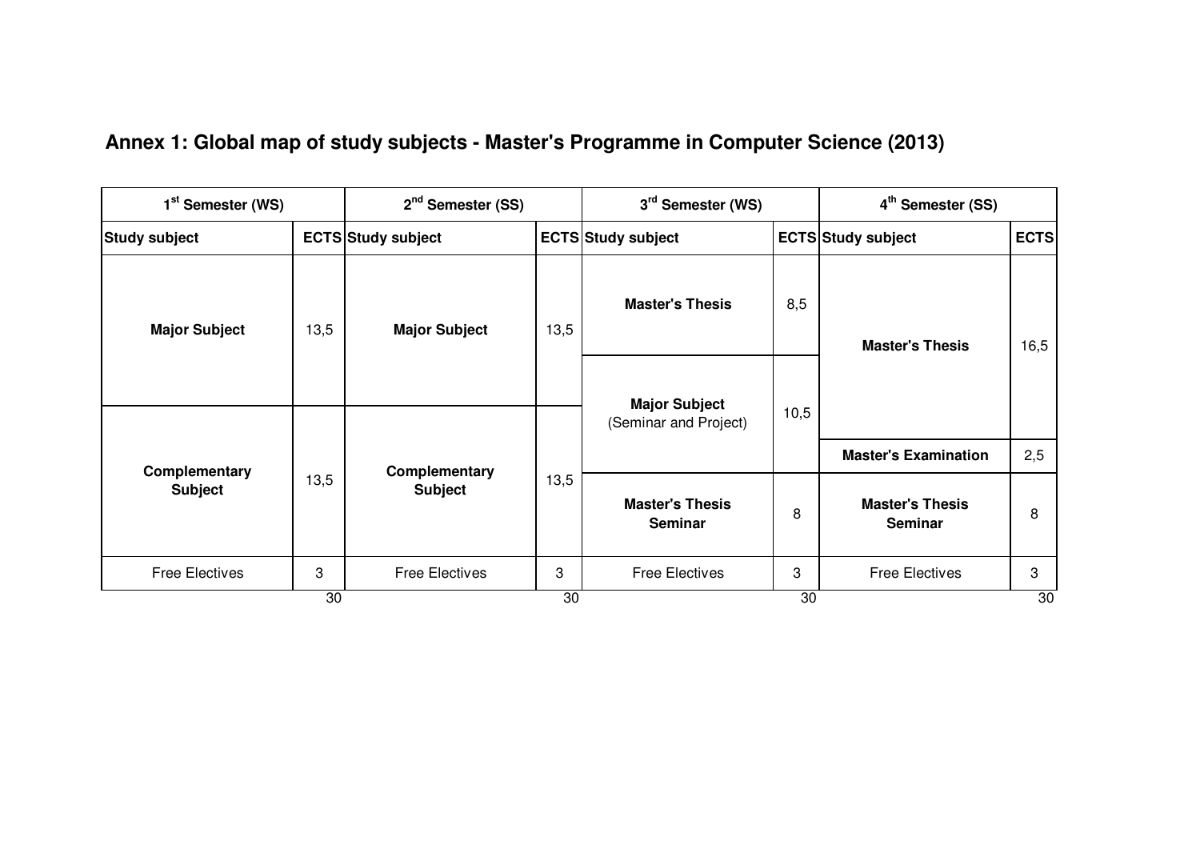# Annex 1: Global map of study subjects - Master's Programme in Computer Science (2013)

| 1st Semester (WS) | | 2nd Semester (SS) | | 3rd Semester (WS) | | 4th Semester (SS) | |
|---|---|---|---|---|---|---|---|
| **Study subject** | **ECTS** | **Study subject** | **ECTS** | **Study subject** | **ECTS** | **Study subject** | **ECTS** |
| **Major Subject** | 13,5 | **Major Subject** | 13,5 | **Master's Thesis** | 8,5 | **Master's Thesis** | 16,5 |
| | | | | **Major Subject** (Seminar and Project) | 10,5 | | |
| **Complementary Subject** | 13,5 | **Complementary Subject** | 13,5 | | | **Master's Examination** | 2,5 |
| | | | | **Master's Thesis Seminar** | 8 | **Master's Thesis Seminar** | 8 |
| Free Electives | 3 | Free Electives | 3 | Free Electives | 3 | Free Electives | 3 |
| | 30 | | 30 | | 30 | | 30 |